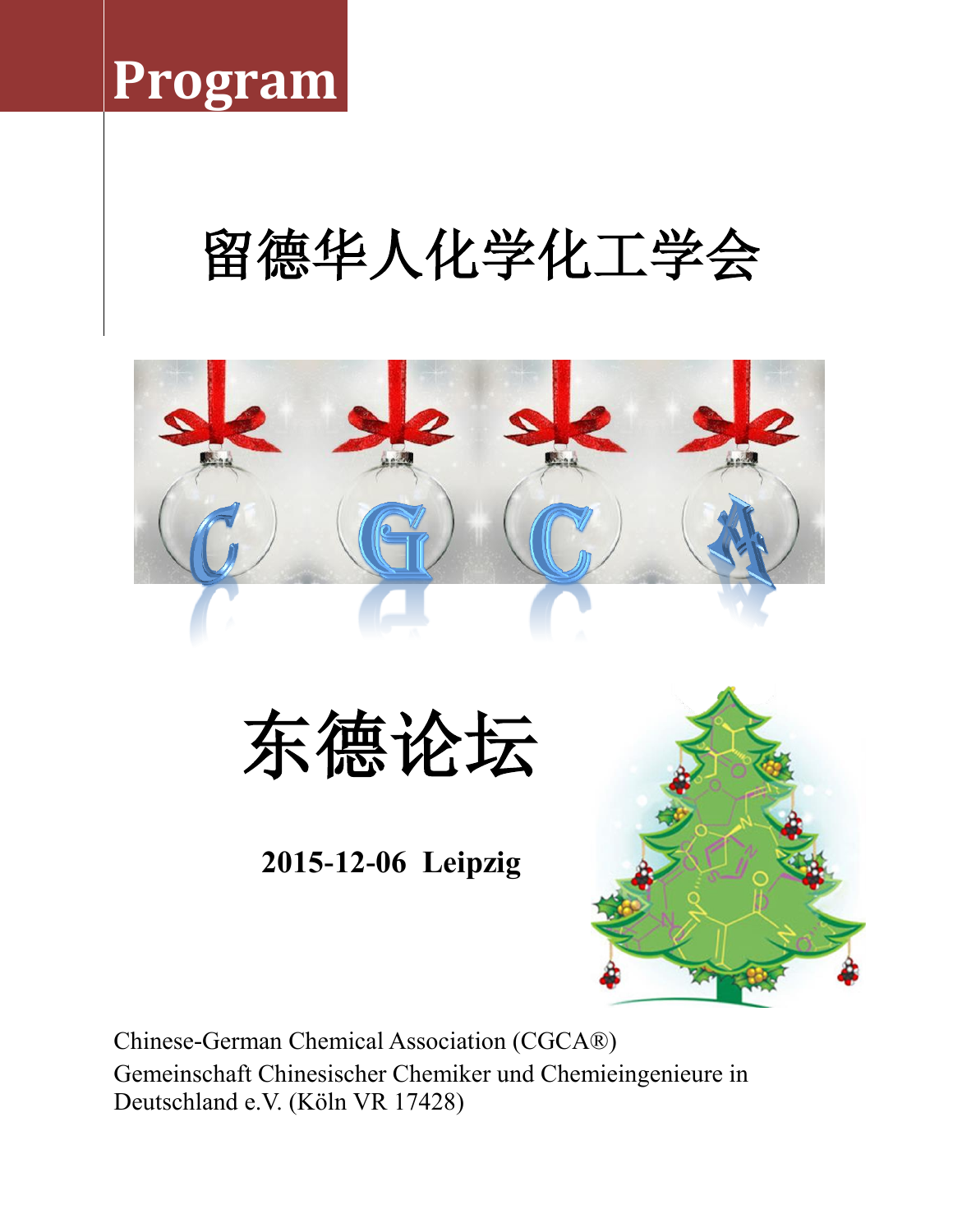# Program

# 留德华人化学化工学会

# 东德论坛

**2015-12-06 Leipzig**

Chinese-German Chemical Association (CGCA®)
Gemeinschaft Chinesischer Chemiker und Chemieingenieure in Deutschland e.V. (Köln VR 17428)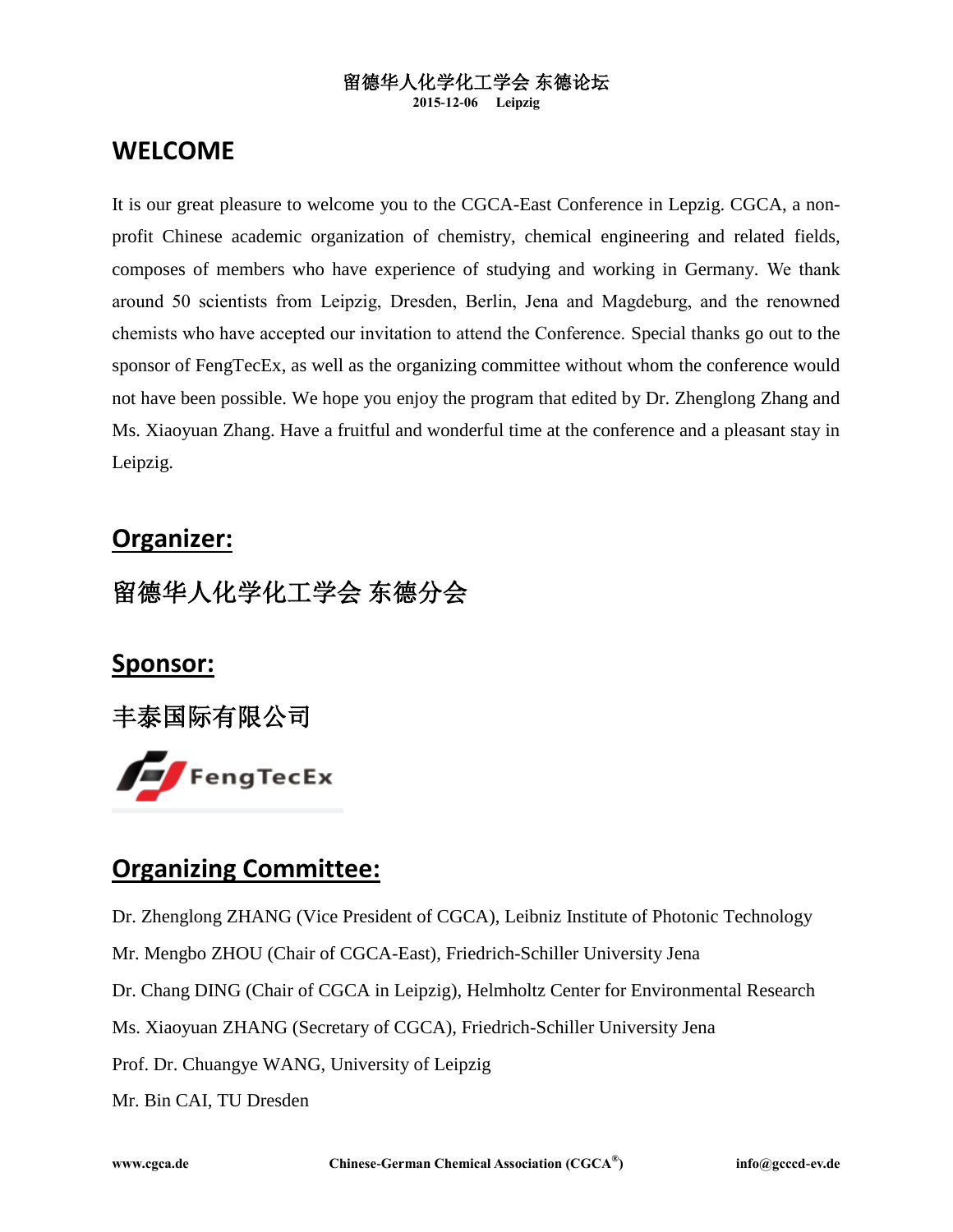## WELCOME

It is our great pleasure to welcome you to the CGCA-East Conference in Lepzig. CGCA, a non-profit Chinese academic organization of chemistry, chemical engineering and related fields, composes of members who have experience of studying and working in Germany. We thank around 50 scientists from Leipzig, Dresden, Berlin, Jena and Magdeburg, and the renowned chemists who have accepted our invitation to attend the Conference. Special thanks go out to the sponsor of FengTecEx, as well as the organizing committee without whom the conference would not have been possible. We hope you enjoy the program that edited by Dr. Zhenglong Zhang and Ms. Xiaoyuan Zhang. Have a fruitful and wonderful time at the conference and a pleasant stay in Leipzig.

## Organizer:

留德华人化学化工学会 东德分会

## Sponsor:

丰泰国际有限公司

FengTecEx

## Organizing Committee:

Dr. Zhenglong ZHANG (Vice President of CGCA), Leibniz Institute of Photonic Technology

Mr. Mengbo ZHOU (Chair of CGCA-East), Friedrich-Schiller University Jena

Dr. Chang DING (Chair of CGCA in Leipzig), Helmholtz Center for Environmental Research

Ms. Xiaoyuan ZHANG (Secretary of CGCA), Friedrich-Schiller University Jena

Prof. Dr. Chuangye WANG, University of Leipzig

Mr. Bin CAI, TU Dresden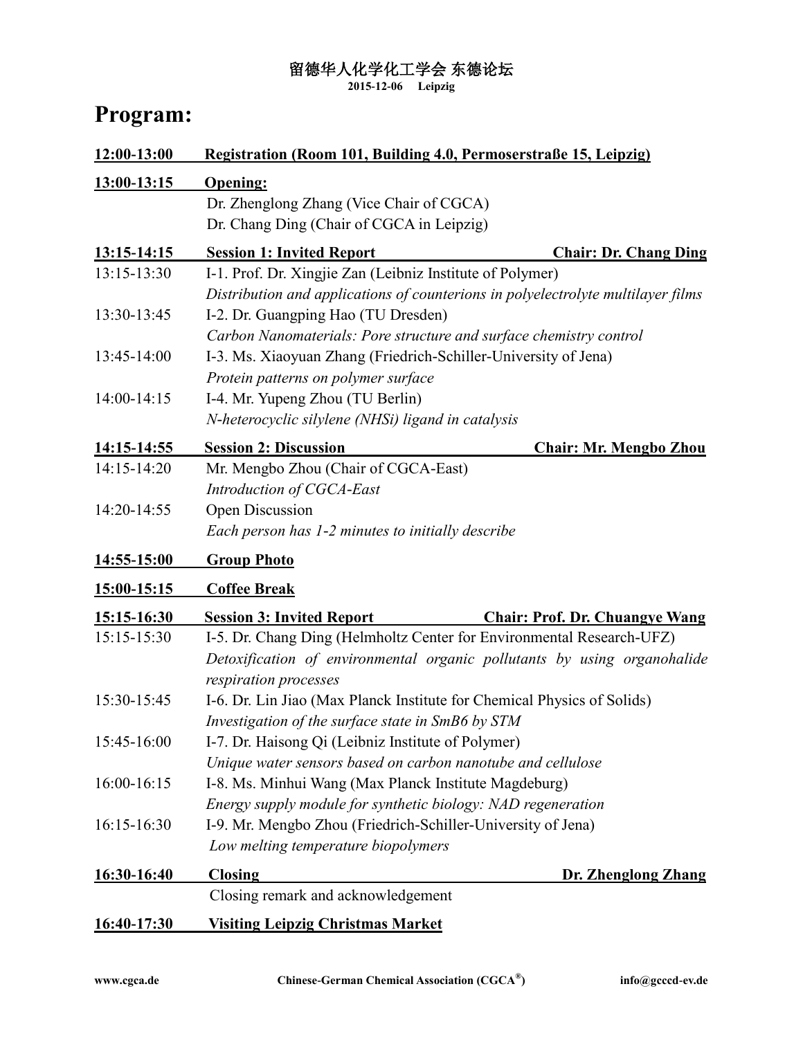留德华人化学化工学会 东德论坛

**2015-12-06 Leipzig**

# Program:

**12:00-13:00 Registration (Room 101, Building 4.0, Permoserstraße 15, Leipzig)**

**13:00-13:15 Opening:**

Dr. Zhenglong Zhang (Vice Chair of CGCA)

Dr. Chang Ding (Chair of CGCA in Leipzig)

**13:15-14:15 Session 1: Invited Report — Chair: Dr. Chang Ding**

| Time | |
|---|---|
| 13:15-13:30 | I-1. Prof. Dr. Xingjie Zan (Leibniz Institute of Polymer)<br>*Distribution and applications of counterions in polyelectrolyte multilayer films* |
| 13:30-13:45 | I-2. Dr. Guangping Hao (TU Dresden)<br>*Carbon Nanomaterials: Pore structure and surface chemistry control* |
| 13:45-14:00 | I-3. Ms. Xiaoyuan Zhang (Friedrich-Schiller-University of Jena)<br>*Protein patterns on polymer surface* |
| 14:00-14:15 | I-4. Mr. Yupeng Zhou (TU Berlin)<br>*N-heterocyclic silylene (NHSi) ligand in catalysis* |

**14:15-14:55 Session 2: Discussion — Chair: Mr. Mengbo Zhou**

| Time | |
|---|---|
| 14:15-14:20 | Mr. Mengbo Zhou (Chair of CGCA-East)<br>*Introduction of CGCA-East* |
| 14:20-14:55 | Open Discussion<br>*Each person has 1-2 minutes to initially describe* |

**14:55-15:00 Group Photo**

**15:00-15:15 Coffee Break**

**15:15-16:30 Session 3: Invited Report — Chair: Prof. Dr. Chuangye Wang**

| Time | |
|---|---|
| 15:15-15:30 | I-5. Dr. Chang Ding (Helmholtz Center for Environmental Research-UFZ)<br>*Detoxification of environmental organic pollutants by using organohalide respiration processes* |
| 15:30-15:45 | I-6. Dr. Lin Jiao (Max Planck Institute for Chemical Physics of Solids)<br>*Investigation of the surface state in SmB6 by STM* |
| 15:45-16:00 | I-7. Dr. Haisong Qi (Leibniz Institute of Polymer)<br>*Unique water sensors based on carbon nanotube and cellulose* |
| 16:00-16:15 | I-8. Ms. Minhui Wang (Max Planck Institute Magdeburg)<br>*Energy supply module for synthetic biology: NAD regeneration* |
| 16:15-16:30 | I-9. Mr. Mengbo Zhou (Friedrich-Schiller-University of Jena)<br>*Low melting temperature biopolymers* |

**16:30-16:40 Closing — Dr. Zhenglong Zhang**

Closing remark and acknowledgement

**16:40-17:30 Visiting Leipzig Christmas Market**

www.cgca.de — Chinese-German Chemical Association (CGCA®) — info@gcccd-ev.de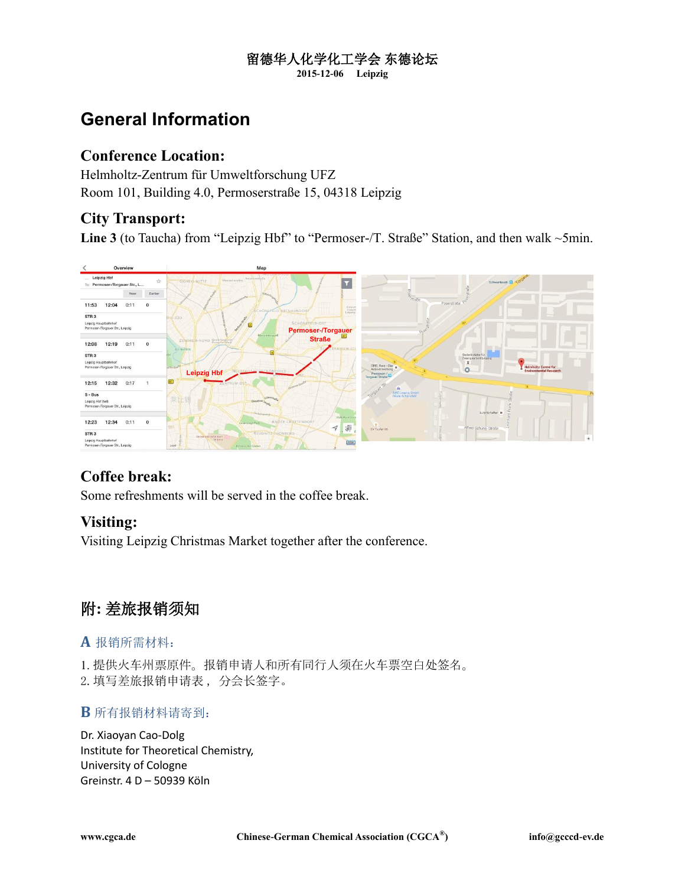留德华人化学化工学会 东德论坛

**2015-12-06 Leipzig**

# General Information

## Conference Location:

Helmholtz-Zentrum für Umweltforschung UFZ
Room 101, Building 4.0, Permoserstraße 15, 04318 Leipzig

## City Transport:

**Line 3** (to Taucha) from "Leipzig Hbf" to "Permoser-/T. Straße" Station, and then walk ~5min.

## Coffee break:

Some refreshments will be served in the coffee break.

## Visiting:

Visiting Leipzig Christmas Market together after the conference.

# 附: 差旅报销须知

### A 报销所需材料:

1. 提供火车州票原件。报销申请人和所有同行人须在火车票空白处签名。
2. 填写差旅报销申请表， 分会长签字。

### B 所有报销材料请寄到:

Dr. Xiaoyan Cao-Dolg
Institute for Theoretical Chemistry,
University of Cologne
Greinstr. 4 D – 50939 Köln